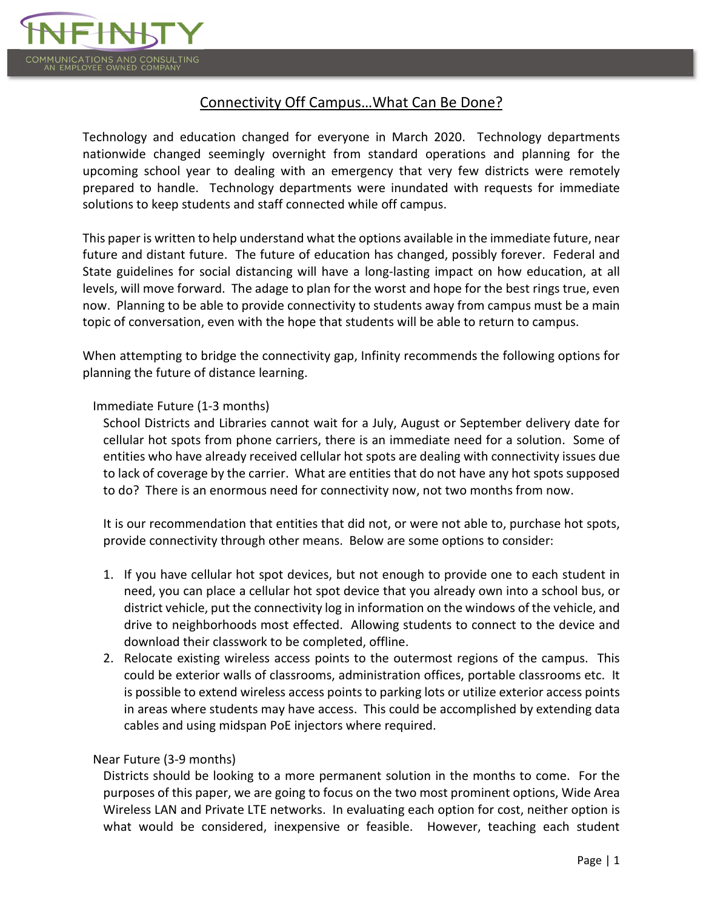# Connectivity Off Campus…What Can Be Done?

Technology and education changed for everyone in March 2020. Technology departments nationwide changed seemingly overnight from standard operations and planning for the upcoming school year to dealing with an emergency that very few districts were remotely prepared to handle. Technology departments were inundated with requests for immediate solutions to keep students and staff connected while off campus.

This paper is written to help understand what the options available in the immediate future, near future and distant future. The future of education has changed, possibly forever. Federal and State guidelines for social distancing will have a long-lasting impact on how education, at all levels, will move forward. The adage to plan for the worst and hope for the best rings true, even now. Planning to be able to provide connectivity to students away from campus must be a main topic of conversation, even with the hope that students will be able to return to campus.

When attempting to bridge the connectivity gap, Infinity recommends the following options for planning the future of distance learning.

## Immediate Future (1-3 months)

School Districts and Libraries cannot wait for a July, August or September delivery date for cellular hot spots from phone carriers, there is an immediate need for a solution. Some of entities who have already received cellular hot spots are dealing with connectivity issues due to lack of coverage by the carrier. What are entities that do not have any hot spots supposed to do? There is an enormous need for connectivity now, not two months from now.

It is our recommendation that entities that did not, or were not able to, purchase hot spots, provide connectivity through other means. Below are some options to consider:

1. If you have cellular hot spot devices, but not enough to provide one to each student in need, you can place a cellular hot spot device that you already own into a school bus, or district vehicle, put the connectivity log in information on the windows of the vehicle, and drive to neighborhoods most effected. Allowing students to connect to the device and download their classwork to be completed, offline.
2. Relocate existing wireless access points to the outermost regions of the campus. This could be exterior walls of classrooms, administration offices, portable classrooms etc. It is possible to extend wireless access points to parking lots or utilize exterior access points in areas where students may have access. This could be accomplished by extending data cables and using midspan PoE injectors where required.

## Near Future (3-9 months)

Districts should be looking to a more permanent solution in the months to come. For the purposes of this paper, we are going to focus on the two most prominent options, Wide Area Wireless LAN and Private LTE networks. In evaluating each option for cost, neither option is what would be considered, inexpensive or feasible. However, teaching each student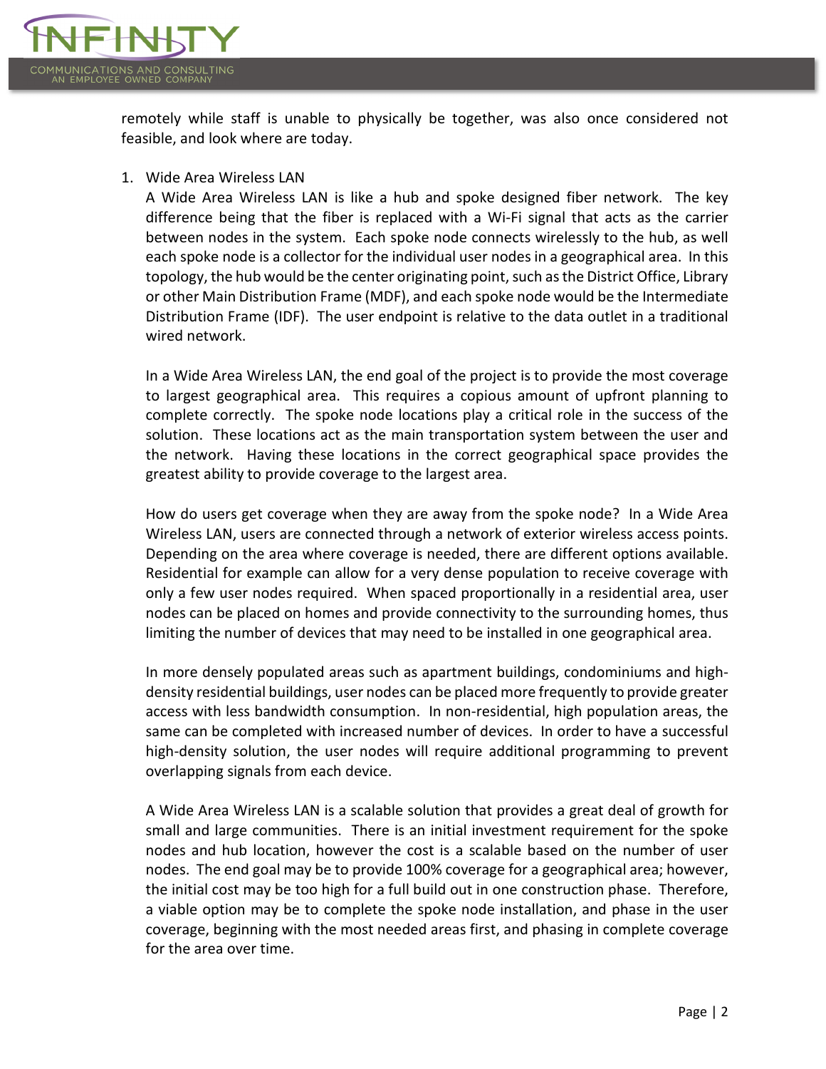remotely while staff is unable to physically be together, was also once considered not feasible, and look where are today.

1. Wide Area Wireless LAN

   A Wide Area Wireless LAN is like a hub and spoke designed fiber network. The key difference being that the fiber is replaced with a Wi-Fi signal that acts as the carrier between nodes in the system. Each spoke node connects wirelessly to the hub, as well each spoke node is a collector for the individual user nodes in a geographical area. In this topology, the hub would be the center originating point, such as the District Office, Library or other Main Distribution Frame (MDF), and each spoke node would be the Intermediate Distribution Frame (IDF). The user endpoint is relative to the data outlet in a traditional wired network.

   In a Wide Area Wireless LAN, the end goal of the project is to provide the most coverage to largest geographical area. This requires a copious amount of upfront planning to complete correctly. The spoke node locations play a critical role in the success of the solution. These locations act as the main transportation system between the user and the network. Having these locations in the correct geographical space provides the greatest ability to provide coverage to the largest area.

   How do users get coverage when they are away from the spoke node? In a Wide Area Wireless LAN, users are connected through a network of exterior wireless access points. Depending on the area where coverage is needed, there are different options available. Residential for example can allow for a very dense population to receive coverage with only a few user nodes required. When spaced proportionally in a residential area, user nodes can be placed on homes and provide connectivity to the surrounding homes, thus limiting the number of devices that may need to be installed in one geographical area.

   In more densely populated areas such as apartment buildings, condominiums and high-density residential buildings, user nodes can be placed more frequently to provide greater access with less bandwidth consumption. In non-residential, high population areas, the same can be completed with increased number of devices. In order to have a successful high-density solution, the user nodes will require additional programming to prevent overlapping signals from each device.

   A Wide Area Wireless LAN is a scalable solution that provides a great deal of growth for small and large communities. There is an initial investment requirement for the spoke nodes and hub location, however the cost is a scalable based on the number of user nodes. The end goal may be to provide 100% coverage for a geographical area; however, the initial cost may be too high for a full build out in one construction phase. Therefore, a viable option may be to complete the spoke node installation, and phase in the user coverage, beginning with the most needed areas first, and phasing in complete coverage for the area over time.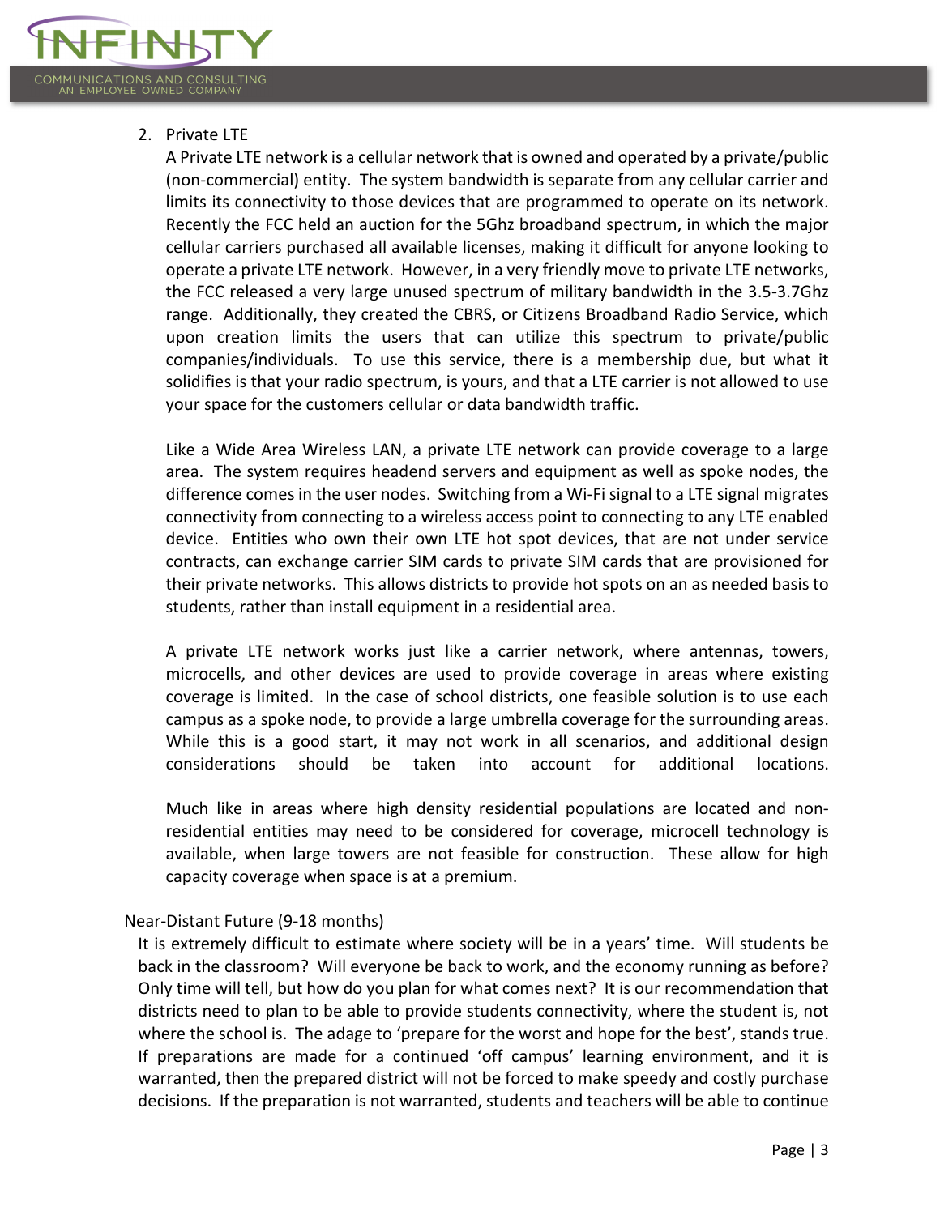2. Private LTE

   A Private LTE network is a cellular network that is owned and operated by a private/public (non-commercial) entity. The system bandwidth is separate from any cellular carrier and limits its connectivity to those devices that are programmed to operate on its network. Recently the FCC held an auction for the 5Ghz broadband spectrum, in which the major cellular carriers purchased all available licenses, making it difficult for anyone looking to operate a private LTE network. However, in a very friendly move to private LTE networks, the FCC released a very large unused spectrum of military bandwidth in the 3.5-3.7Ghz range. Additionally, they created the CBRS, or Citizens Broadband Radio Service, which upon creation limits the users that can utilize this spectrum to private/public companies/individuals. To use this service, there is a membership due, but what it solidifies is that your radio spectrum, is yours, and that a LTE carrier is not allowed to use your space for the customers cellular or data bandwidth traffic.

   Like a Wide Area Wireless LAN, a private LTE network can provide coverage to a large area. The system requires headend servers and equipment as well as spoke nodes, the difference comes in the user nodes. Switching from a Wi-Fi signal to a LTE signal migrates connectivity from connecting to a wireless access point to connecting to any LTE enabled device. Entities who own their own LTE hot spot devices, that are not under service contracts, can exchange carrier SIM cards to private SIM cards that are provisioned for their private networks. This allows districts to provide hot spots on an as needed basis to students, rather than install equipment in a residential area.

   A private LTE network works just like a carrier network, where antennas, towers, microcells, and other devices are used to provide coverage in areas where existing coverage is limited. In the case of school districts, one feasible solution is to use each campus as a spoke node, to provide a large umbrella coverage for the surrounding areas. While this is a good start, it may not work in all scenarios, and additional design considerations should be taken into account for additional locations.

   Much like in areas where high density residential populations are located and non-residential entities may need to be considered for coverage, microcell technology is available, when large towers are not feasible for construction. These allow for high capacity coverage when space is at a premium.

Near-Distant Future (9-18 months)

It is extremely difficult to estimate where society will be in a years' time. Will students be back in the classroom? Will everyone be back to work, and the economy running as before? Only time will tell, but how do you plan for what comes next? It is our recommendation that districts need to plan to be able to provide students connectivity, where the student is, not where the school is. The adage to 'prepare for the worst and hope for the best', stands true. If preparations are made for a continued 'off campus' learning environment, and it is warranted, then the prepared district will not be forced to make speedy and costly purchase decisions. If the preparation is not warranted, students and teachers will be able to continue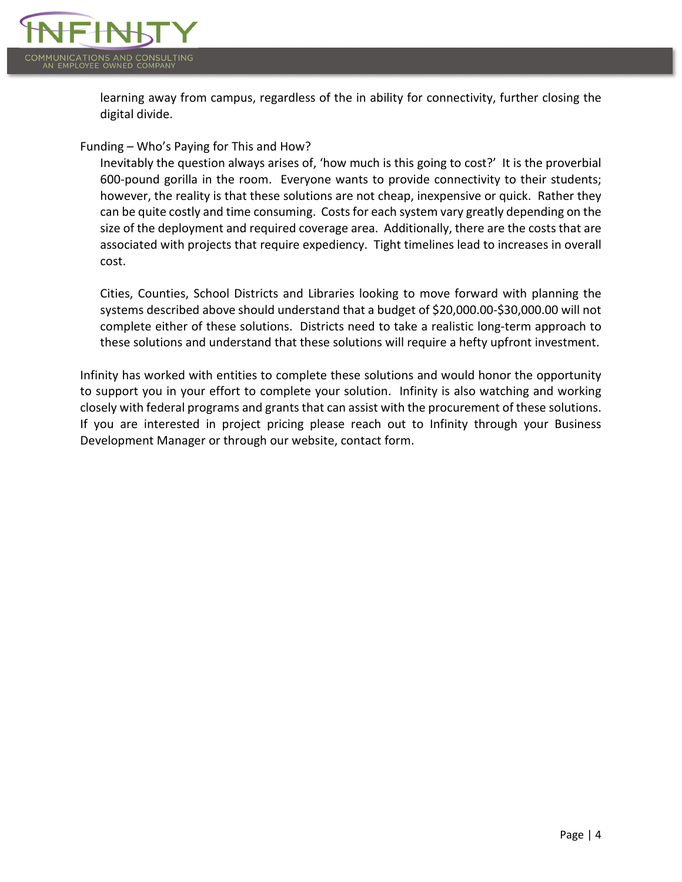learning away from campus, regardless of the in ability for connectivity, further closing the digital divide.

Funding – Who's Paying for This and How?

Inevitably the question always arises of, 'how much is this going to cost?' It is the proverbial 600-pound gorilla in the room. Everyone wants to provide connectivity to their students; however, the reality is that these solutions are not cheap, inexpensive or quick. Rather they can be quite costly and time consuming. Costs for each system vary greatly depending on the size of the deployment and required coverage area. Additionally, there are the costs that are associated with projects that require expediency. Tight timelines lead to increases in overall cost.

Cities, Counties, School Districts and Libraries looking to move forward with planning the systems described above should understand that a budget of $20,000.00-$30,000.00 will not complete either of these solutions. Districts need to take a realistic long-term approach to these solutions and understand that these solutions will require a hefty upfront investment.

Infinity has worked with entities to complete these solutions and would honor the opportunity to support you in your effort to complete your solution. Infinity is also watching and working closely with federal programs and grants that can assist with the procurement of these solutions. If you are interested in project pricing please reach out to Infinity through your Business Development Manager or through our website, contact form.